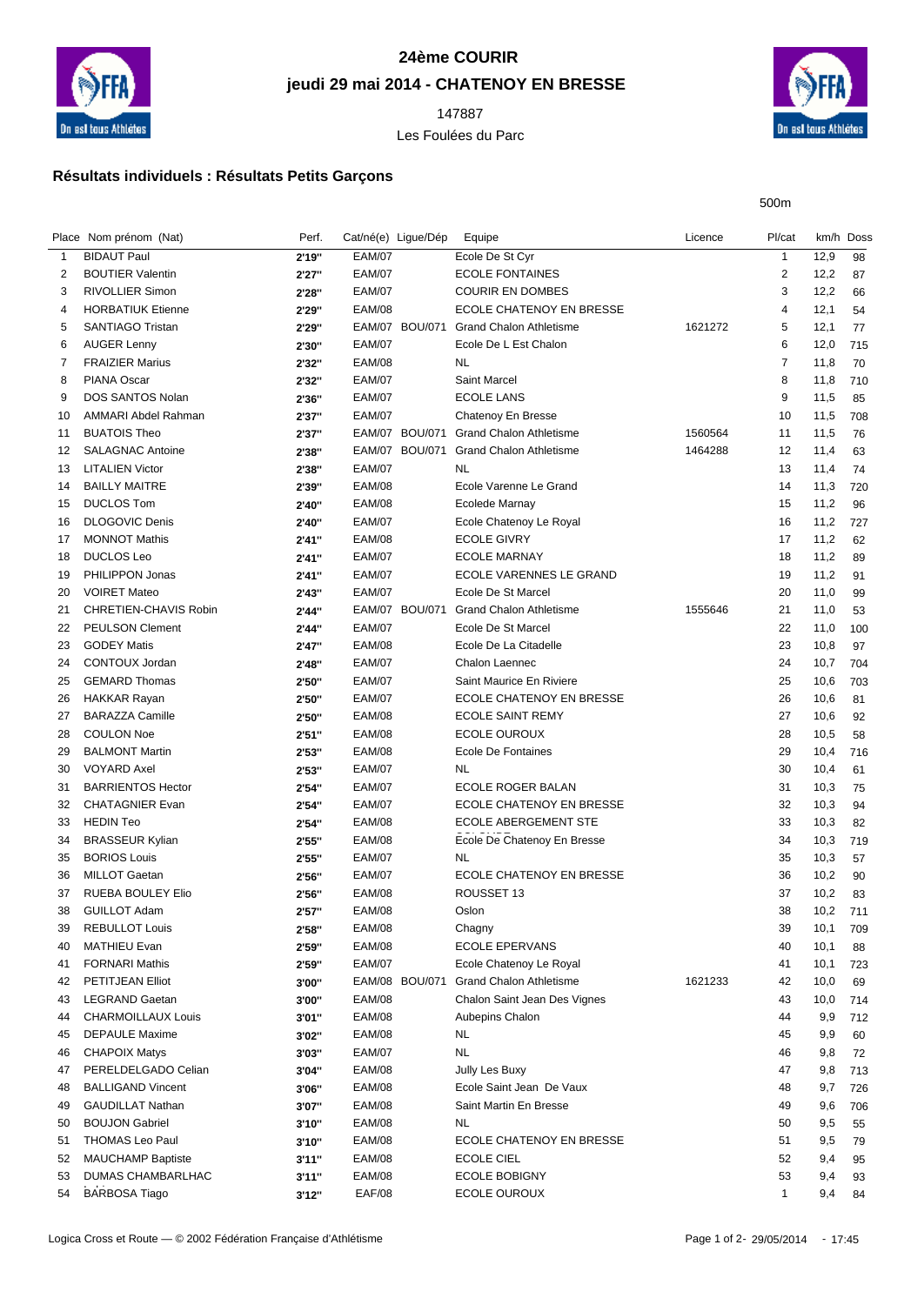# 24ème COURIR

## jeudi 29 mai 2014 - CHATENOY EN BRESSE

147887

Les Foulées du Parc

### Résultats individuels : Résultats Petits Garçons

500m

| Place | Nom prénom (Nat) | Perf. | Cat/né(e) | Ligue/Dép | Equipe | Licence | Pl/cat | km/h | Doss |
|---|---|---|---|---|---|---|---|---|---|
| 1 | BIDAUT Paul | **2'19''** | EAM/07 | | Ecole De St Cyr | | 1 | 12,9 | 98 |
| 2 | BOUTIER Valentin | **2'27''** | EAM/07 | | ECOLE FONTAINES | | 2 | 12,2 | 87 |
| 3 | RIVOLLIER Simon | **2'28''** | EAM/07 | | COURIR EN DOMBES | | 3 | 12,2 | 66 |
| 4 | HORBATIUK Etienne | **2'29''** | EAM/08 | | ECOLE CHATENOY EN BRESSE | | 4 | 12,1 | 54 |
| 5 | SANTIAGO Tristan | **2'29''** | EAM/07 | BOU/071 | Grand Chalon Athletisme | 1621272 | 5 | 12,1 | 77 |
| 6 | AUGER Lenny | **2'30''** | EAM/07 | | Ecole De L Est Chalon | | 6 | 12,0 | 715 |
| 7 | FRAIZIER Marius | **2'32''** | EAM/08 | | NL | | 7 | 11,8 | 70 |
| 8 | PIANA Oscar | **2'32''** | EAM/07 | | Saint Marcel | | 8 | 11,8 | 710 |
| 9 | DOS SANTOS Nolan | **2'36''** | EAM/07 | | ECOLE LANS | | 9 | 11,5 | 85 |
| 10 | AMMARI Abdel Rahman | **2'37''** | EAM/07 | | Chatenoy En Bresse | | 10 | 11,5 | 708 |
| 11 | BUATOIS Theo | **2'37''** | EAM/07 | BOU/071 | Grand Chalon Athletisme | 1560564 | 11 | 11,5 | 76 |
| 12 | SALAGNAC Antoine | **2'38''** | EAM/07 | BOU/071 | Grand Chalon Athletisme | 1464288 | 12 | 11,4 | 63 |
| 13 | LITALIEN Victor | **2'38''** | EAM/07 | | NL | | 13 | 11,4 | 74 |
| 14 | BAILLY MAITRE | **2'39''** | EAM/08 | | Ecole Varenne Le Grand | | 14 | 11,3 | 720 |
| 15 | DUCLOS Tom | **2'40''** | EAM/08 | | Ecolede Marnay | | 15 | 11,2 | 96 |
| 16 | DLOGOVIC Denis | **2'40''** | EAM/07 | | Ecole Chatenoy Le Royal | | 16 | 11,2 | 727 |
| 17 | MONNOT Mathis | **2'41''** | EAM/08 | | ECOLE GIVRY | | 17 | 11,2 | 62 |
| 18 | DUCLOS Leo | **2'41''** | EAM/07 | | ECOLE MARNAY | | 18 | 11,2 | 89 |
| 19 | PHILIPPON Jonas | **2'41''** | EAM/07 | | ECOLE VARENNES LE GRAND | | 19 | 11,2 | 91 |
| 20 | VOIRET Mateo | **2'43''** | EAM/07 | | Ecole De St Marcel | | 20 | 11,0 | 99 |
| 21 | CHRETIEN-CHAVIS Robin | **2'44''** | EAM/07 | BOU/071 | Grand Chalon Athletisme | 1555646 | 21 | 11,0 | 53 |
| 22 | PEULSON Clement | **2'44''** | EAM/07 | | Ecole De St Marcel | | 22 | 11,0 | 100 |
| 23 | GODEY Matis | **2'47''** | EAM/08 | | Ecole De La Citadelle | | 23 | 10,8 | 97 |
| 24 | CONTOUX Jordan | **2'48''** | EAM/07 | | Chalon Laennec | | 24 | 10,7 | 704 |
| 25 | GEMARD Thomas | **2'50''** | EAM/07 | | Saint Maurice En Riviere | | 25 | 10,6 | 703 |
| 26 | HAKKAR Rayan | **2'50''** | EAM/07 | | ECOLE CHATENOY EN BRESSE | | 26 | 10,6 | 81 |
| 27 | BARAZZA Camille | **2'50''** | EAM/08 | | ECOLE SAINT REMY | | 27 | 10,6 | 92 |
| 28 | COULON Noe | **2'51''** | EAM/08 | | ECOLE OUROUX | | 28 | 10,5 | 58 |
| 29 | BALMONT Martin | **2'53''** | EAM/08 | | Ecole De Fontaines | | 29 | 10,4 | 716 |
| 30 | VOYARD Axel | **2'53''** | EAM/07 | | NL | | 30 | 10,4 | 61 |
| 31 | BARRIENTOS Hector | **2'54''** | EAM/07 | | ECOLE ROGER BALAN | | 31 | 10,3 | 75 |
| 32 | CHATAGNIER Evan | **2'54''** | EAM/07 | | ECOLE CHATENOY EN BRESSE | | 32 | 10,3 | 94 |
| 33 | HEDIN Teo | **2'54''** | EAM/08 | | ECOLE ABERGEMENT STE | | 33 | 10,3 | 82 |
| 34 | BRASSEUR Kylian | **2'55''** | EAM/08 | | Ecole De Chatenoy En Bresse | | 34 | 10,3 | 719 |
| 35 | BORIOS Louis | **2'55''** | EAM/07 | | NL | | 35 | 10,3 | 57 |
| 36 | MILLOT Gaetan | **2'56''** | EAM/07 | | ECOLE CHATENOY EN BRESSE | | 36 | 10,2 | 90 |
| 37 | RUEBA BOULEY Elio | **2'56''** | EAM/08 | | ROUSSET 13 | | 37 | 10,2 | 83 |
| 38 | GUILLOT Adam | **2'57''** | EAM/08 | | Oslon | | 38 | 10,2 | 711 |
| 39 | REBULLOT Louis | **2'58''** | EAM/08 | | Chagny | | 39 | 10,1 | 709 |
| 40 | MATHIEU Evan | **2'59''** | EAM/08 | | ECOLE EPERVANS | | 40 | 10,1 | 88 |
| 41 | FORNARI Mathis | **2'59''** | EAM/07 | | Ecole Chatenoy Le Royal | | 41 | 10,1 | 723 |
| 42 | PETITJEAN Elliot | **3'00''** | EAM/08 | BOU/071 | Grand Chalon Athletisme | 1621233 | 42 | 10,0 | 69 |
| 43 | LEGRAND Gaetan | **3'00''** | EAM/08 | | Chalon Saint Jean Des Vignes | | 43 | 10,0 | 714 |
| 44 | CHARMOILLAUX Louis | **3'01''** | EAM/08 | | Aubepins Chalon | | 44 | 9,9 | 712 |
| 45 | DEPAULE Maxime | **3'02''** | EAM/08 | | NL | | 45 | 9,9 | 60 |
| 46 | CHAPOIX Matys | **3'03''** | EAM/07 | | NL | | 46 | 9,8 | 72 |
| 47 | PERELDELGADO Celian | **3'04''** | EAM/08 | | Jully Les Buxy | | 47 | 9,8 | 713 |
| 48 | BALLIGAND Vincent | **3'06''** | EAM/08 | | Ecole Saint Jean De Vaux | | 48 | 9,7 | 726 |
| 49 | GAUDILLAT Nathan | **3'07''** | EAM/08 | | Saint Martin En Bresse | | 49 | 9,6 | 706 |
| 50 | BOUJON Gabriel | **3'10''** | EAM/08 | | NL | | 50 | 9,5 | 55 |
| 51 | THOMAS Leo Paul | **3'10''** | EAM/08 | | ECOLE CHATENOY EN BRESSE | | 51 | 9,5 | 79 |
| 52 | MAUCHAMP Baptiste | **3'11''** | EAM/08 | | ECOLE CIEL | | 52 | 9,4 | 95 |
| 53 | DUMAS CHAMBARLHAC | **3'11''** | EAM/08 | | ECOLE BOBIGNY | | 53 | 9,4 | 93 |
| 54 | BARBOSA Tiago | **3'12''** | EAF/08 | | ECOLE OUROUX | | 1 | 9,4 | 84 |

Logica Cross et Route — © 2002 Fédération Française d'Athlétisme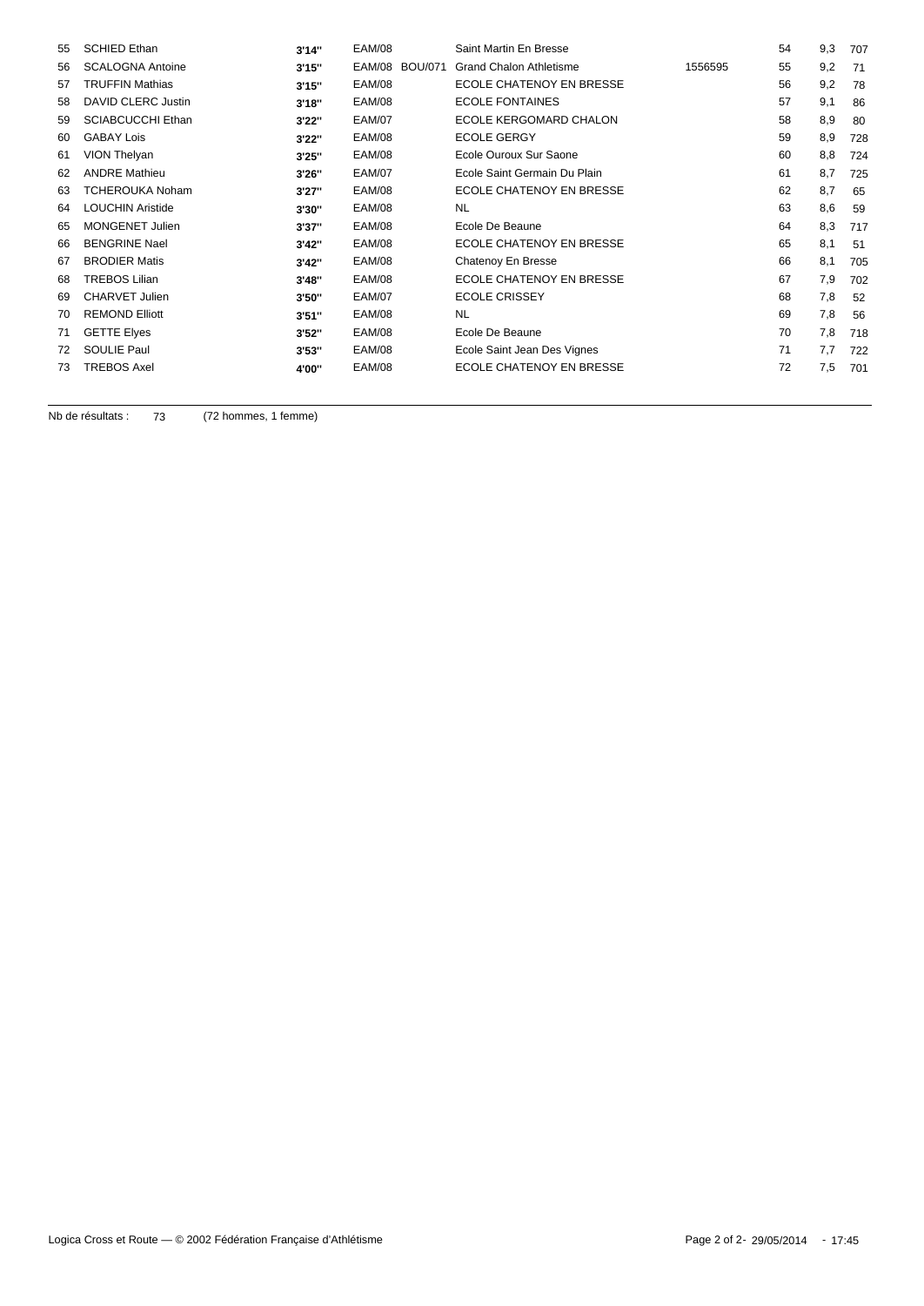| | | | | | | | | | |
|---|---|---|---|---|---|---|---|---|---|
| 55 | SCHIED Ethan | 3'14'' | EAM/08 | | Saint Martin En Bresse | | 54 | 9,3 | 707 |
| 56 | SCALOGNA Antoine | 3'15'' | EAM/08 | BOU/071 | Grand Chalon Athletisme | 1556595 | 55 | 9,2 | 71 |
| 57 | TRUFFIN Mathias | 3'15'' | EAM/08 | | ECOLE CHATENOY EN BRESSE | | 56 | 9,2 | 78 |
| 58 | DAVID CLERC Justin | 3'18'' | EAM/08 | | ECOLE FONTAINES | | 57 | 9,1 | 86 |
| 59 | SCIABCUCCHI Ethan | 3'22'' | EAM/07 | | ECOLE KERGOMARD CHALON | | 58 | 8,9 | 80 |
| 60 | GABAY Lois | 3'22'' | EAM/08 | | ECOLE GERGY | | 59 | 8,9 | 728 |
| 61 | VION Thelyan | 3'25'' | EAM/08 | | Ecole Ouroux Sur Saone | | 60 | 8,8 | 724 |
| 62 | ANDRE Mathieu | 3'26'' | EAM/07 | | Ecole Saint Germain Du Plain | | 61 | 8,7 | 725 |
| 63 | TCHEROUKA Noham | 3'27'' | EAM/08 | | ECOLE CHATENOY EN BRESSE | | 62 | 8,7 | 65 |
| 64 | LOUCHIN Aristide | 3'30'' | EAM/08 | | NL | | 63 | 8,6 | 59 |
| 65 | MONGENET Julien | 3'37'' | EAM/08 | | Ecole De Beaune | | 64 | 8,3 | 717 |
| 66 | BENGRINE Nael | 3'42'' | EAM/08 | | ECOLE CHATENOY EN BRESSE | | 65 | 8,1 | 51 |
| 67 | BRODIER Matis | 3'42'' | EAM/08 | | Chatenoy En Bresse | | 66 | 8,1 | 705 |
| 68 | TREBOS Lilian | 3'48'' | EAM/08 | | ECOLE CHATENOY EN BRESSE | | 67 | 7,9 | 702 |
| 69 | CHARVET Julien | 3'50'' | EAM/07 | | ECOLE CRISSEY | | 68 | 7,8 | 52 |
| 70 | REMOND Elliott | 3'51'' | EAM/08 | | NL | | 69 | 7,8 | 56 |
| 71 | GETTE Elyes | 3'52'' | EAM/08 | | Ecole De Beaune | | 70 | 7,8 | 718 |
| 72 | SOULIE Paul | 3'53'' | EAM/08 | | Ecole Saint Jean Des Vignes | | 71 | 7,7 | 722 |
| 73 | TREBOS Axel | 4'00'' | EAM/08 | | ECOLE CHATENOY EN BRESSE | | 72 | 7,5 | 701 |

Nb de résultats : 73 (72 hommes, 1 femme)

Logica Cross et Route — © 2002 Fédération Française d'Athlétisme

29/05/2014 - 17:45